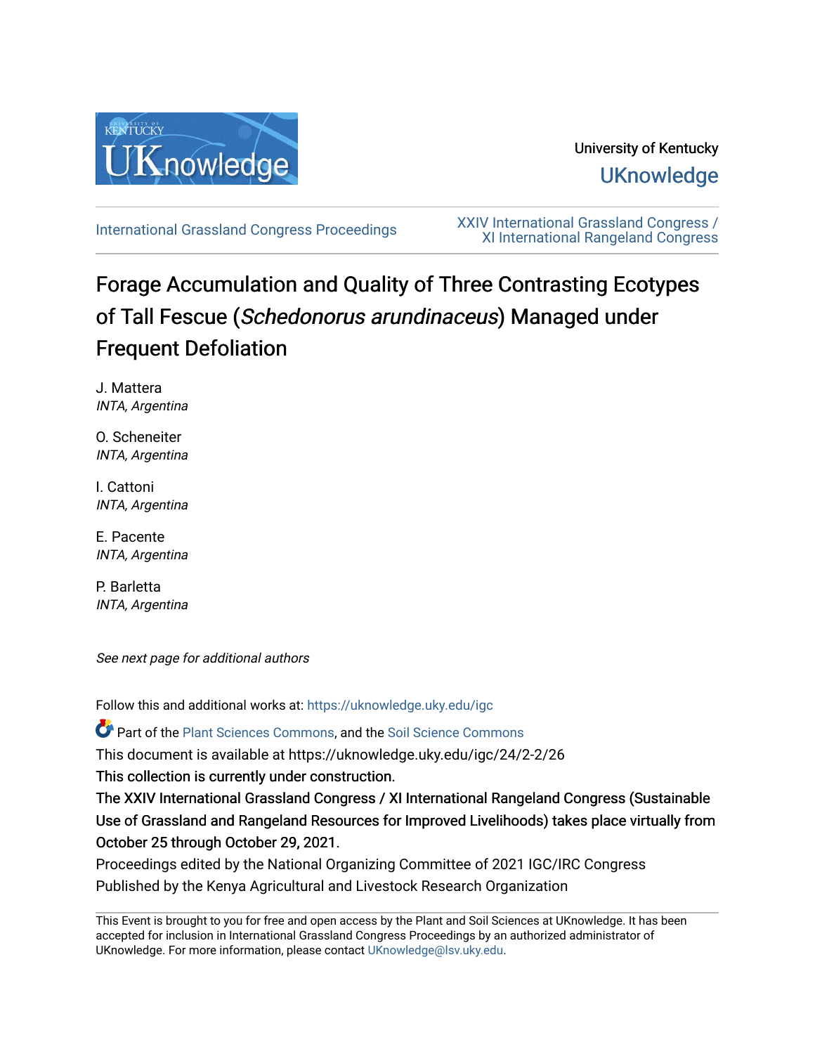University of Kentucky

UKnowledge

International Grassland Congress Proceedings

XXIV International Grassland Congress / XI International Rangeland Congress

# Forage Accumulation and Quality of Three Contrasting Ecotypes of Tall Fescue (*Schedonorus arundinaceus*) Managed under Frequent Defoliation

J. Mattera
*INTA, Argentina*

O. Scheneiter
*INTA, Argentina*

I. Cattoni
*INTA, Argentina*

E. Pacente
*INTA, Argentina*

P. Barletta
*INTA, Argentina*

*See next page for additional authors*

Follow this and additional works at: https://uknowledge.uky.edu/igc

Part of the Plant Sciences Commons, and the Soil Science Commons

This document is available at https://uknowledge.uky.edu/igc/24/2-2/26

This collection is currently under construction.

The XXIV International Grassland Congress / XI International Rangeland Congress (Sustainable Use of Grassland and Rangeland Resources for Improved Livelihoods) takes place virtually from October 25 through October 29, 2021.

Proceedings edited by the National Organizing Committee of 2021 IGC/IRC Congress

Published by the Kenya Agricultural and Livestock Research Organization

This Event is brought to you for free and open access by the Plant and Soil Sciences at UKnowledge. It has been accepted for inclusion in International Grassland Congress Proceedings by an authorized administrator of UKnowledge. For more information, please contact UKnowledge@lsv.uky.edu.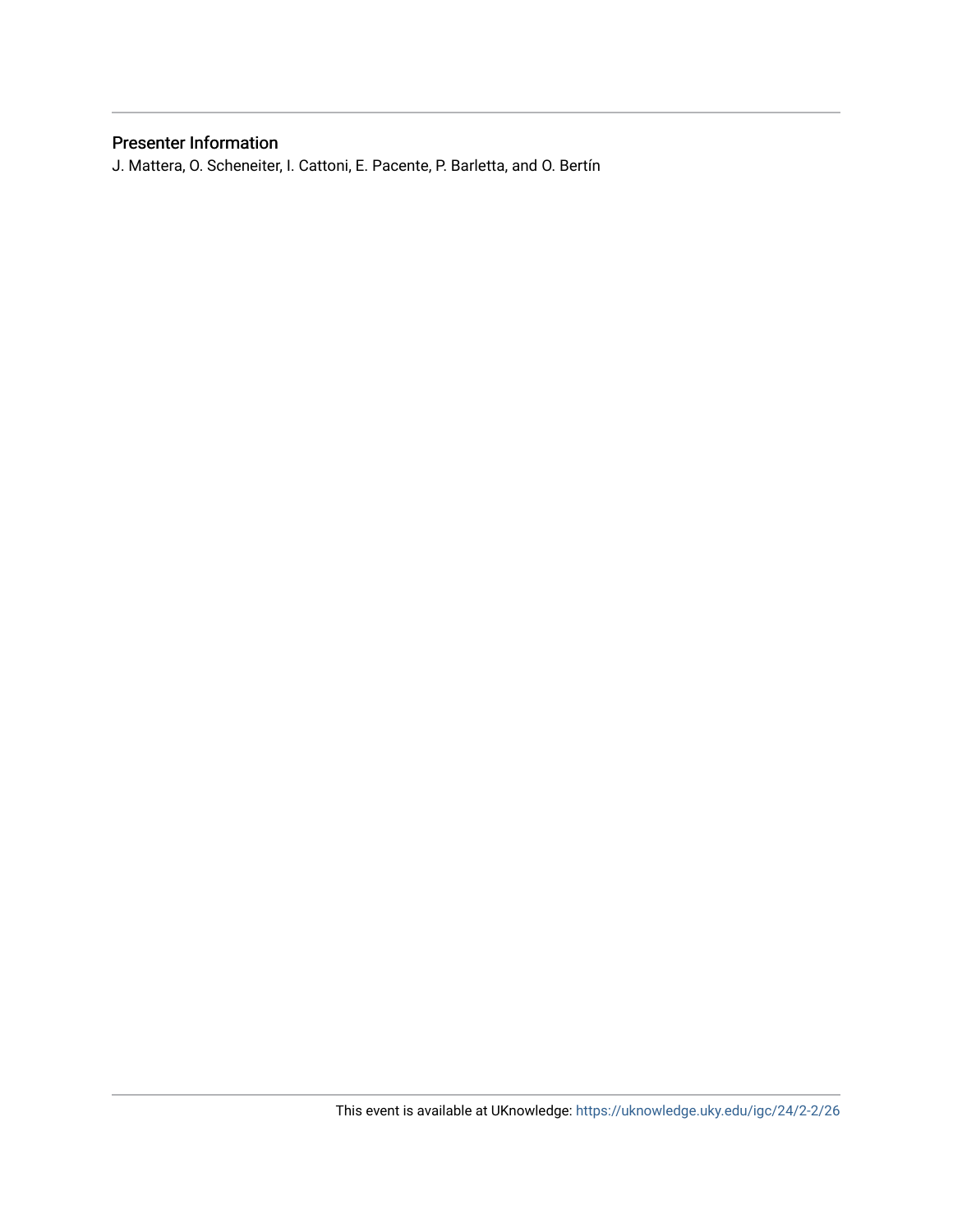## Presenter Information

J. Mattera, O. Scheneiter, I. Cattoni, E. Pacente, P. Barletta, and O. Bertín

This event is available at UKnowledge: https://uknowledge.uky.edu/igc/24/2-2/26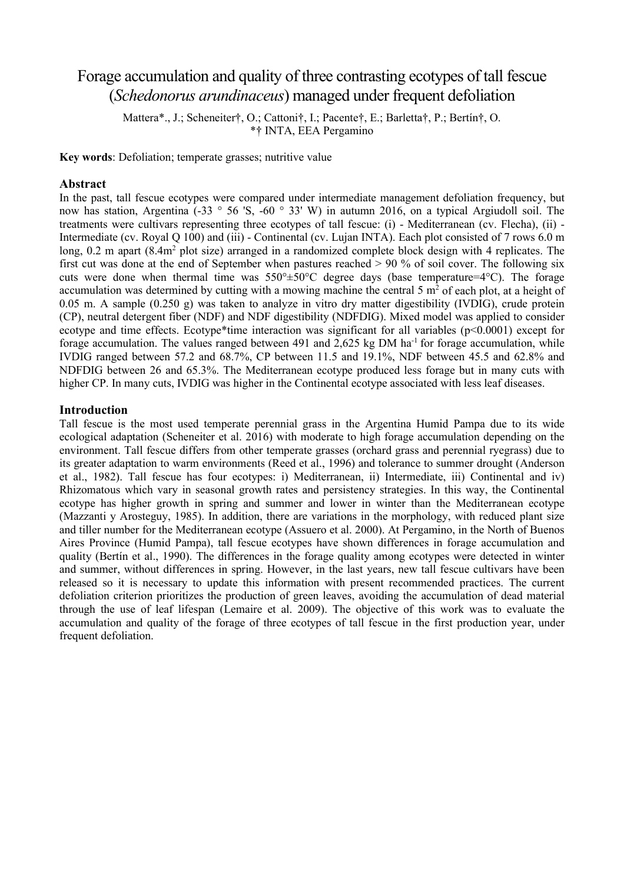# Forage accumulation and quality of three contrasting ecotypes of tall fescue (*Schedonorus arundinaceus*) managed under frequent defoliation

Mattera*., J.; Scheneiter†, O.; Cattoni†, I.; Pacente†, E.; Barletta†, P.; Bertín†, O.
*† INTA, EEA Pergamino

**Key words**: Defoliation; temperate grasses; nutritive value

## Abstract

In the past, tall fescue ecotypes were compared under intermediate management defoliation frequency, but now has station, Argentina (-33 ° 56 'S, -60 ° 33' W) in autumn 2016, on a typical Argiudoll soil. The treatments were cultivars representing three ecotypes of tall fescue: (i) - Mediterranean (cv. Flecha), (ii) - Intermediate (cv. Royal Q 100) and (iii) - Continental (cv. Lujan INTA). Each plot consisted of 7 rows 6.0 m long, 0.2 m apart (8.4m$^2$ plot size) arranged in a randomized complete block design with 4 replicates. The first cut was done at the end of September when pastures reached > 90 % of soil cover. The following six cuts were done when thermal time was 550°±50°C degree days (base temperature=4°C). The forage accumulation was determined by cutting with a mowing machine the central 5 m$^2$ of each plot, at a height of 0.05 m. A sample (0.250 g) was taken to analyze in vitro dry matter digestibility (IVDIG), crude protein (CP), neutral detergent fiber (NDF) and NDF digestibility (NDFDIG). Mixed model was applied to consider ecotype and time effects. Ecotype*time interaction was significant for all variables ($p<0.0001$) except for forage accumulation. The values ranged between 491 and 2,625 kg DM ha$^{-1}$ for forage accumulation, while IVDIG ranged between 57.2 and 68.7%, CP between 11.5 and 19.1%, NDF between 45.5 and 62.8% and NDFDIG between 26 and 65.3%. The Mediterranean ecotype produced less forage but in many cuts with higher CP. In many cuts, IVDIG was higher in the Continental ecotype associated with less leaf diseases.

## Introduction

Tall fescue is the most used temperate perennial grass in the Argentina Humid Pampa due to its wide ecological adaptation (Scheneiter et al. 2016) with moderate to high forage accumulation depending on the environment. Tall fescue differs from other temperate grasses (orchard grass and perennial ryegrass) due to its greater adaptation to warm environments (Reed et al., 1996) and tolerance to summer drought (Anderson et al., 1982). Tall fescue has four ecotypes: i) Mediterranean, ii) Intermediate, iii) Continental and iv) Rhizomatous which vary in seasonal growth rates and persistency strategies. In this way, the Continental ecotype has higher growth in spring and summer and lower in winter than the Mediterranean ecotype (Mazzanti y Arosteguy, 1985). In addition, there are variations in the morphology, with reduced plant size and tiller number for the Mediterranean ecotype (Assuero et al. 2000). At Pergamino, in the North of Buenos Aires Province (Humid Pampa), tall fescue ecotypes have shown differences in forage accumulation and quality (Bertín et al., 1990). The differences in the forage quality among ecotypes were detected in winter and summer, without differences in spring. However, in the last years, new tall fescue cultivars have been released so it is necessary to update this information with present recommended practices. The current defoliation criterion prioritizes the production of green leaves, avoiding the accumulation of dead material through the use of leaf lifespan (Lemaire et al. 2009). The objective of this work was to evaluate the accumulation and quality of the forage of three ecotypes of tall fescue in the first production year, under frequent defoliation.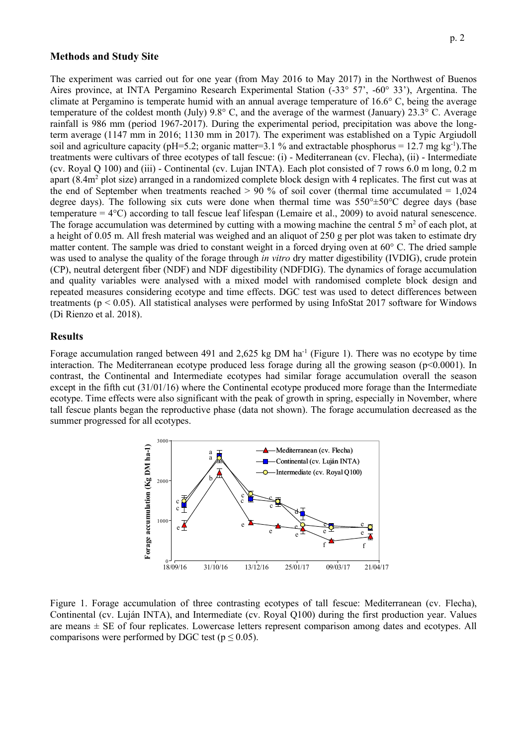## Methods and Study Site

The experiment was carried out for one year (from May 2016 to May 2017) in the Northwest of Buenos Aires province, at INTA Pergamino Research Experimental Station (-33° 57', -60° 33'), Argentina. The climate at Pergamino is temperate humid with an annual average temperature of 16.6° C, being the average temperature of the coldest month (July) 9.8° C, and the average of the warmest (January) 23.3° C. Average rainfall is 986 mm (period 1967-2017). During the experimental period, precipitation was above the long-term average (1147 mm in 2016; 1130 mm in 2017). The experiment was established on a Typic Argiudoll soil and agriculture capacity (pH=5.2; organic matter=3.1 % and extractable phosphorus = 12.7 mg kg$^{-1}$).The treatments were cultivars of three ecotypes of tall fescue: (i) - Mediterranean (cv. Flecha), (ii) - Intermediate (cv. Royal Q 100) and (iii) - Continental (cv. Lujan INTA). Each plot consisted of 7 rows 6.0 m long, 0.2 m apart (8.4m$^2$ plot size) arranged in a randomized complete block design with 4 replicates. The first cut was at the end of September when treatments reached > 90 % of soil cover (thermal time accumulated = 1,024 degree days). The following six cuts were done when thermal time was 550°±50°C degree days (base temperature = 4°C) according to tall fescue leaf lifespan (Lemaire et al., 2009) to avoid natural senescence. The forage accumulation was determined by cutting with a mowing machine the central 5 m$^2$ of each plot, at a height of 0.05 m. All fresh material was weighed and an aliquot of 250 g per plot was taken to estimate dry matter content. The sample was dried to constant weight in a forced drying oven at 60° C. The dried sample was used to analyse the quality of the forage through *in vitro* dry matter digestibility (IVDIG), crude protein (CP), neutral detergent fiber (NDF) and NDF digestibility (NDFDIG). The dynamics of forage accumulation and quality variables were analysed with a mixed model with randomised complete block design and repeated measures considering ecotype and time effects. DGC test was used to detect differences between treatments ($p < 0.05$). All statistical analyses were performed by using InfoStat 2017 software for Windows (Di Rienzo et al. 2018).

## Results

Forage accumulation ranged between 491 and 2,625 kg DM ha$^{-1}$ (Figure 1). There was no ecotype by time interaction. The Mediterranean ecotype produced less forage during all the growing season ($p<0.0001$). In contrast, the Continental and Intermediate ecotypes had similar forage accumulation overall the season except in the fifth cut (31/01/16) where the Continental ecotype produced more forage than the Intermediate ecotype. Time effects were also significant with the peak of growth in spring, especially in November, where tall fescue plants began the reproductive phase (data not shown). The forage accumulation decreased as the summer progressed for all ecotypes.

Figure 1. Forage accumulation of three contrasting ecotypes of tall fescue: Mediterranean (cv. Flecha), Continental (cv. Luján INTA), and Intermediate (cv. Royal Q100) during the first production year. Values are means ± SE of four replicates. Lowercase letters represent comparison among dates and ecotypes. All comparisons were performed by DGC test ($p \leq 0.05$).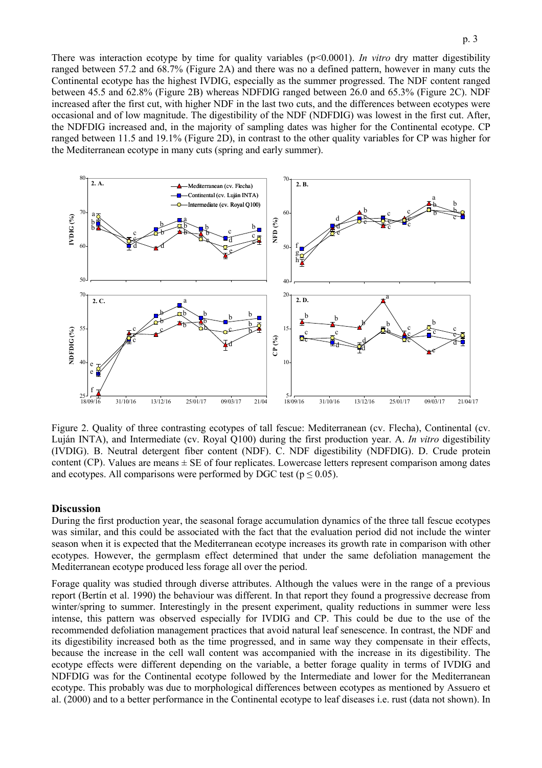There was interaction ecotype by time for quality variables (p<0.0001). *In vitro* dry matter digestibility ranged between 57.2 and 68.7% (Figure 2A) and there was no a defined pattern, however in many cuts the Continental ecotype has the highest IVDIG, especially as the summer progressed. The NDF content ranged between 45.5 and 62.8% (Figure 2B) whereas NDFDIG ranged between 26.0 and 65.3% (Figure 2C). NDF increased after the first cut, with higher NDF in the last two cuts, and the differences between ecotypes were occasional and of low magnitude. The digestibility of the NDF (NDFDIG) was lowest in the first cut. After, the NDFDIG increased and, in the majority of sampling dates was higher for the Continental ecotype. CP ranged between 11.5 and 19.1% (Figure 2D), in contrast to the other quality variables for CP was higher for the Mediterranean ecotype in many cuts (spring and early summer).

Figure 2. Quality of three contrasting ecotypes of tall fescue: Mediterranean (cv. Flecha), Continental (cv. Luján INTA), and Intermediate (cv. Royal Q100) during the first production year. A. *In vitro* digestibility (IVDIG). B. Neutral detergent fiber content (NDF). C. NDF digestibility (NDFDIG). D. Crude protein content (CP). Values are means ± SE of four replicates. Lowercase letters represent comparison among dates and ecotypes. All comparisons were performed by DGC test (p ≤ 0.05).

## Discussion

During the first production year, the seasonal forage accumulation dynamics of the three tall fescue ecotypes was similar, and this could be associated with the fact that the evaluation period did not include the winter season when it is expected that the Mediterranean ecotype increases its growth rate in comparison with other ecotypes. However, the germplasm effect determined that under the same defoliation management the Mediterranean ecotype produced less forage all over the period.

Forage quality was studied through diverse attributes. Although the values were in the range of a previous report (Bertín et al. 1990) the behaviour was different. In that report they found a progressive decrease from winter/spring to summer. Interestingly in the present experiment, quality reductions in summer were less intense, this pattern was observed especially for IVDIG and CP. This could be due to the use of the recommended defoliation management practices that avoid natural leaf senescence. In contrast, the NDF and its digestibility increased both as the time progressed, and in same way they compensate in their effects, because the increase in the cell wall content was accompanied with the increase in its digestibility. The ecotype effects were different depending on the variable, a better forage quality in terms of IVDIG and NDFDIG was for the Continental ecotype followed by the Intermediate and lower for the Mediterranean ecotype. This probably was due to morphological differences between ecotypes as mentioned by Assuero et al. (2000) and to a better performance in the Continental ecotype to leaf diseases i.e. rust (data not shown). In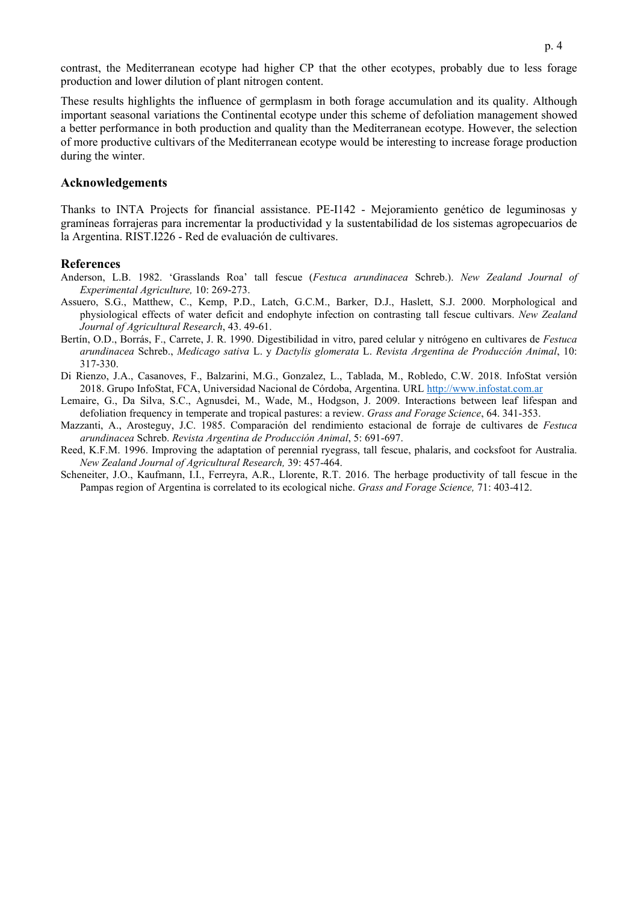contrast, the Mediterranean ecotype had higher CP that the other ecotypes, probably due to less forage production and lower dilution of plant nitrogen content.

These results highlights the influence of germplasm in both forage accumulation and its quality. Although important seasonal variations the Continental ecotype under this scheme of defoliation management showed a better performance in both production and quality than the Mediterranean ecotype. However, the selection of more productive cultivars of the Mediterranean ecotype would be interesting to increase forage production during the winter.

### Acknowledgements

Thanks to INTA Projects for financial assistance. PE-I142 - Mejoramiento genético de leguminosas y gramíneas forrajeras para incrementar la productividad y la sustentabilidad de los sistemas agropecuarios de la Argentina. RIST.I226 - Red de evaluación de cultivares.

### References

Anderson, L.B. 1982. 'Grasslands Roa' tall fescue (*Festuca arundinacea* Schreb.). *New Zealand Journal of Experimental Agriculture,* 10: 269-273.

Assuero, S.G., Matthew, C., Kemp, P.D., Latch, G.C.M., Barker, D.J., Haslett, S.J. 2000. Morphological and physiological effects of water deficit and endophyte infection on contrasting tall fescue cultivars. *New Zealand Journal of Agricultural Research*, 43. 49-61.

Bertín, O.D., Borrás, F., Carrete, J. R. 1990. Digestibilidad in vitro, pared celular y nitrógeno en cultivares de *Festuca arundinacea* Schreb., *Medicago sativa* L. y *Dactylis glomerata* L. *Revista Argentina de Producción Animal*, 10: 317-330.

Di Rienzo, J.A., Casanoves, F., Balzarini, M.G., Gonzalez, L., Tablada, M., Robledo, C.W. 2018. InfoStat versión 2018. Grupo InfoStat, FCA, Universidad Nacional de Córdoba, Argentina. URL http://www.infostat.com.ar

Lemaire, G., Da Silva, S.C., Agnusdei, M., Wade, M., Hodgson, J. 2009. Interactions between leaf lifespan and defoliation frequency in temperate and tropical pastures: a review. *Grass and Forage Science*, 64. 341-353.

Mazzanti, A., Arosteguy, J.C. 1985. Comparación del rendimiento estacional de forraje de cultivares de *Festuca arundinacea* Schreb. *Revista Argentina de Producción Animal*, 5: 691-697.

Reed, K.F.M. 1996. Improving the adaptation of perennial ryegrass, tall fescue, phalaris, and cocksfoot for Australia. *New Zealand Journal of Agricultural Research,* 39: 457-464.

Scheneiter, J.O., Kaufmann, I.I., Ferreyra, A.R., Llorente, R.T. 2016. The herbage productivity of tall fescue in the Pampas region of Argentina is correlated to its ecological niche. *Grass and Forage Science,* 71: 403-412.